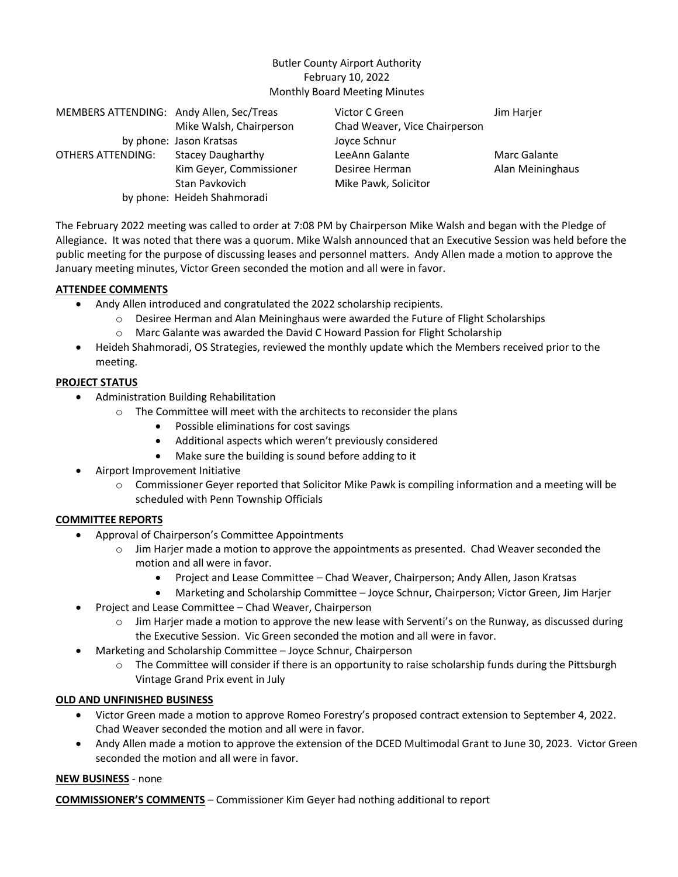Butler County Airport Authority
February 10, 2022
Monthly Board Meeting Minutes

| | | | |
|---|---|---|---|
| MEMBERS ATTENDING: | Andy Allen, Sec/Treas | Victor C Green | Jim Harjer |
| | Mike Walsh, Chairperson | Chad Weaver, Vice Chairperson | |
| by phone: | Jason Kratsas | Joyce Schnur | |
| OTHERS ATTENDING: | Stacey Daugharthy | LeeAnn Galante | Marc Galante |
| | Kim Geyer, Commissioner | Desiree Herman | Alan Meininghaus |
| | Stan Pavkovich | Mike Pawk, Solicitor | |
| by phone: | Heideh Shahmoradi | | |

The February 2022 meeting was called to order at 7:08 PM by Chairperson Mike Walsh and began with the Pledge of Allegiance. It was noted that there was a quorum. Mike Walsh announced that an Executive Session was held before the public meeting for the purpose of discussing leases and personnel matters. Andy Allen made a motion to approve the January meeting minutes, Victor Green seconded the motion and all were in favor.

**ATTENDEE COMMENTS**

- Andy Allen introduced and congratulated the 2022 scholarship recipients.
  - Desiree Herman and Alan Meininghaus were awarded the Future of Flight Scholarships
  - Marc Galante was awarded the David C Howard Passion for Flight Scholarship
- Heideh Shahmoradi, OS Strategies, reviewed the monthly update which the Members received prior to the meeting.

**PROJECT STATUS**

- Administration Building Rehabilitation
  - The Committee will meet with the architects to reconsider the plans
    - Possible eliminations for cost savings
    - Additional aspects which weren't previously considered
    - Make sure the building is sound before adding to it
- Airport Improvement Initiative
  - Commissioner Geyer reported that Solicitor Mike Pawk is compiling information and a meeting will be scheduled with Penn Township Officials

**COMMITTEE REPORTS**

- Approval of Chairperson's Committee Appointments
  - Jim Harjer made a motion to approve the appointments as presented. Chad Weaver seconded the motion and all were in favor.
    - Project and Lease Committee – Chad Weaver, Chairperson; Andy Allen, Jason Kratsas
    - Marketing and Scholarship Committee – Joyce Schnur, Chairperson; Victor Green, Jim Harjer
- Project and Lease Committee – Chad Weaver, Chairperson
  - Jim Harjer made a motion to approve the new lease with Serventi's on the Runway, as discussed during the Executive Session. Vic Green seconded the motion and all were in favor.
- Marketing and Scholarship Committee – Joyce Schnur, Chairperson
  - The Committee will consider if there is an opportunity to raise scholarship funds during the Pittsburgh Vintage Grand Prix event in July

**OLD AND UNFINISHED BUSINESS**

- Victor Green made a motion to approve Romeo Forestry's proposed contract extension to September 4, 2022. Chad Weaver seconded the motion and all were in favor.
- Andy Allen made a motion to approve the extension of the DCED Multimodal Grant to June 30, 2023. Victor Green seconded the motion and all were in favor.

**NEW BUSINESS** - none

**COMMISSIONER'S COMMENTS** – Commissioner Kim Geyer had nothing additional to report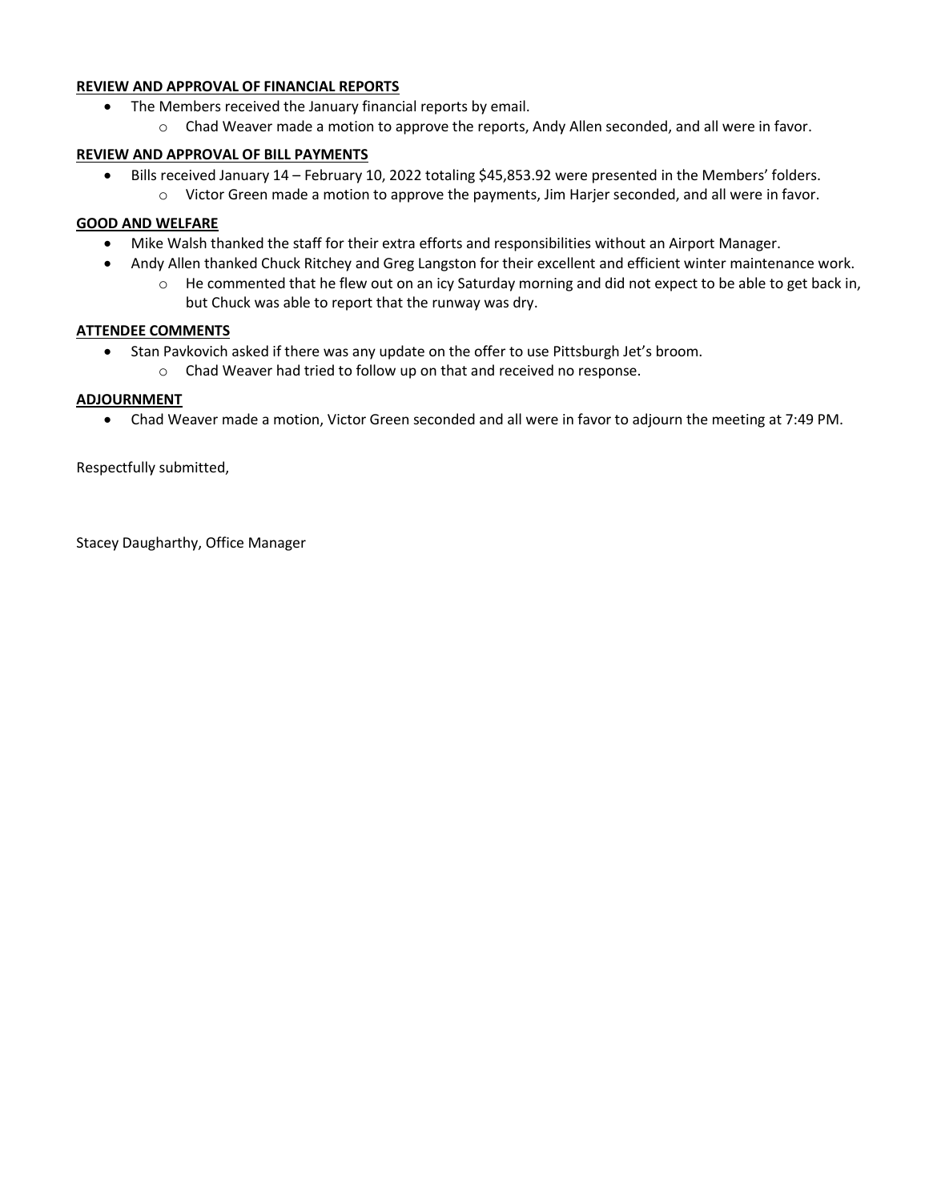**REVIEW AND APPROVAL OF FINANCIAL REPORTS**

- The Members received the January financial reports by email.
  - Chad Weaver made a motion to approve the reports, Andy Allen seconded, and all were in favor.

**REVIEW AND APPROVAL OF BILL PAYMENTS**

- Bills received January 14 – February 10, 2022 totaling $45,853.92 were presented in the Members' folders.
  - Victor Green made a motion to approve the payments, Jim Harjer seconded, and all were in favor.

**GOOD AND WELFARE**

- Mike Walsh thanked the staff for their extra efforts and responsibilities without an Airport Manager.
- Andy Allen thanked Chuck Ritchey and Greg Langston for their excellent and efficient winter maintenance work.
  - He commented that he flew out on an icy Saturday morning and did not expect to be able to get back in, but Chuck was able to report that the runway was dry.

**ATTENDEE COMMENTS**

- Stan Pavkovich asked if there was any update on the offer to use Pittsburgh Jet's broom.
  - Chad Weaver had tried to follow up on that and received no response.

**ADJOURNMENT**

- Chad Weaver made a motion, Victor Green seconded and all were in favor to adjourn the meeting at 7:49 PM.

Respectfully submitted,

Stacey Daugharthy, Office Manager